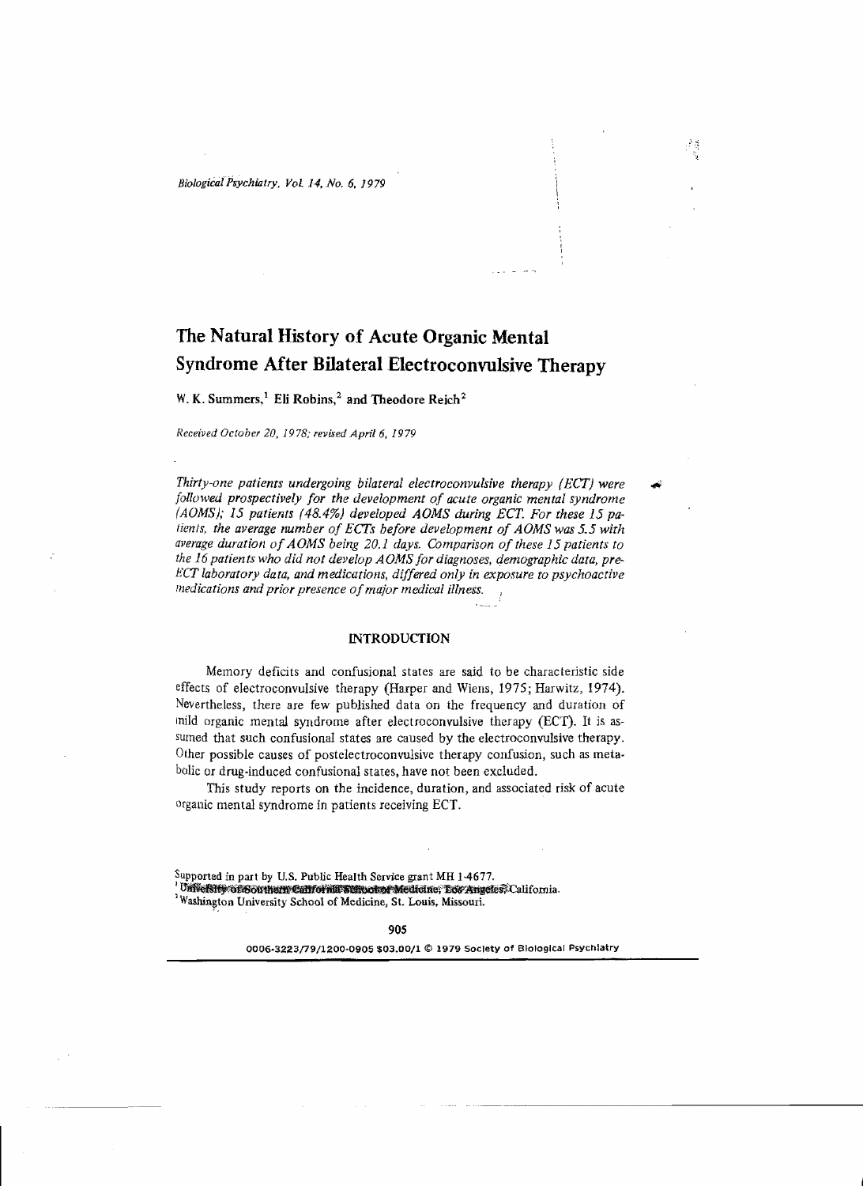# The Natural History of Acute Organic Mental Syndrome After Bilateral Electroconvulsive Therapy

W. K. Summers,[1] Eli Robins,[2] and Theodore Reich[2]

*Received October 20, 1978; revised April 6, 1979*

*Thirty-one patients undergoing bilateral electroconvulsive therapy (ECT) were followed prospectively for the development of acute organic mental syndrome (AOMS); 15 patients (48.4%) developed AOMS during ECT. For these 15 patients, the average number of ECTs before development of AOMS was 5.5 with average duration of AOMS being 20.1 days. Comparison of these 15 patients to the 16 patients who did not develop AOMS for diagnoses, demographic data, pre-ECT laboratory data, and medications, differed only in exposure to psychoactive medications and prior presence of major medical illness.*

## INTRODUCTION

Memory deficits and confusional states are said to be characteristic side effects of electroconvulsive therapy (Harper and Wiens, 1975; Harwitz, 1974). Nevertheless, there are few published data on the frequency and duration of mild organic mental syndrome after electroconvulsive therapy (ECT). It is assumed that such confusional states are caused by the electroconvulsive therapy. Other possible causes of postelectroconvulsive therapy confusion, such as metabolic or drug-induced confusional states, have not been excluded.

This study reports on the incidence, duration, and associated risk of acute organic mental syndrome in patients receiving ECT.

Supported in part by U.S. Public Health Service grant MH 1-4677.
[1] University of Southern California School of Medicine, Los Angeles, California.
[2] Washington University School of Medicine, St. Louis, Missouri.

0006-3223/79/1200-0905 $03.00/1 © 1979 Society of Biological Psychiatry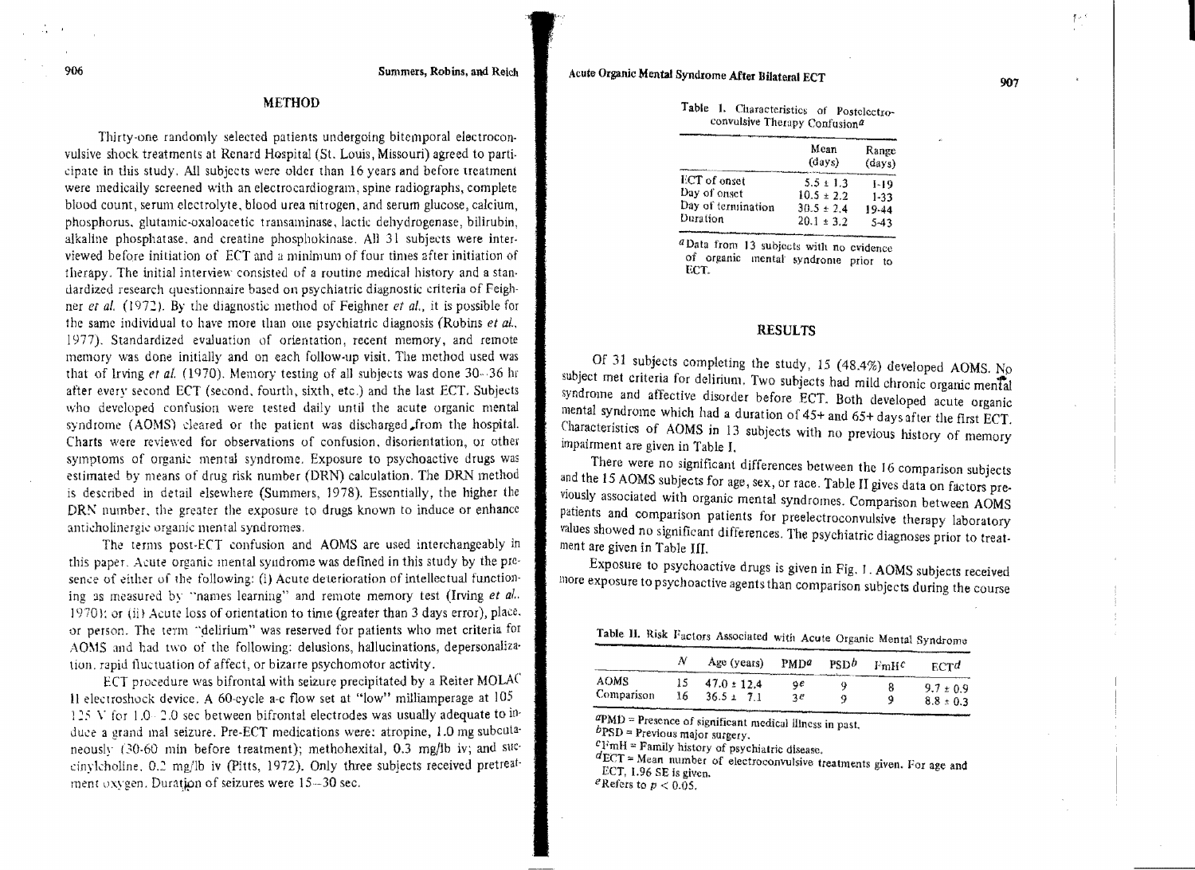## METHOD

Thirty-one randomly selected patients undergoing bitemporal electroconvulsive shock treatments at Renard Hospital (St. Louis, Missouri) agreed to participate in this study. All subjects were older than 16 years and before treatment were medically screened with an electrocardiogram, spine radiographs, complete blood count, serum electrolyte, blood urea nitrogen, and serum glucose, calcium, phosphorus, glutamic-oxaloacetic transaminase, lactic dehydrogenase, bilirubin, alkaline phosphatase, and creatine phosphokinase. All 31 subjects were interviewed before initiation of ECT and a minimum of four times after initiation of therapy. The initial interview consisted of a routine medical history and a standardized research questionnaire based on psychiatric diagnostic criteria of Feighner *et al.* (1972). By the diagnostic method of Feighner *et al.*, it is possible for the same individual to have more than one psychiatric diagnosis (Robins *et al.*, 1977). Standardized evaluation of orientation, recent memory, and remote memory was done initially and on each follow-up visit. The method used was that of Irving *et al.* (1970). Memory testing of all subjects was done 30–36 hr after every second ECT (second, fourth, sixth, etc.) and the last ECT. Subjects who developed confusion were tested daily until the acute organic mental syndrome (AOMS) cleared or the patient was discharged from the hospital. Charts were reviewed for observations of confusion, disorientation, or other symptoms of organic mental syndrome. Exposure to psychoactive drugs was estimated by means of drug risk number (DRN) calculation. The DRN method is described in detail elsewhere (Summers, 1978). Essentially, the higher the DRN number, the greater the exposure to drugs known to induce or enhance anticholinergic organic mental syndromes.

The terms post-ECT confusion and AOMS are used interchangeably in this paper. Acute organic mental syndrome was defined in this study by the presence of either of the following: (i) Acute deterioration of intellectual functioning as measured by "names learning" and remote memory test (Irving *et al.*, 1970); or (ii) Acute loss of orientation to time (greater than 3 days error), place, or person. The term "delirium" was reserved for patients who met criteria for AOMS and had two of the following: delusions, hallucinations, depersonalization, rapid fluctuation of affect, or bizarre psychomotor activity.

ECT procedure was bifrontal with seizure precipitated by a Reiter MOLAC II electroshock device. A 60-cycle a-c flow set at "low" milliamperage at 105–125 V for 1.0–2.0 sec between bifrontal electrodes was usually adequate to induce a grand mal seizure. Pre-ECT medications were: atropine, 1.0 mg subcutaneously (30-60 min before treatment); methohexital, 0.3 mg/lb iv; and succinylcholine, 0.2 mg/lb iv (Pitts, 1972). Only three subjects received pretreatment oxygen. Duration of seizures were 15–30 sec.

Table I. Characteristics of Postelectroconvulsive Therapy Confusion[a]

| | Mean (days) | Range (days) |
|---|---|---|
| ECT of onset | $5.5 \pm 1.3$ | 1-19 |
| Day of onset | $10.5 \pm 2.2$ | 1-33 |
| Day of termination | $30.5 \pm 2.4$ | 19-44 |
| Duration | $20.1 \pm 3.2$ | 5-43 |

[a]Data from 13 subjects with no evidence of organic mental syndrome prior to ECT.

## RESULTS

Of 31 subjects completing the study, 15 (48.4%) developed AOMS. No subject met criteria for delirium. Two subjects had mild chronic organic mental syndrome and affective disorder before ECT. Both developed acute organic mental syndrome which had a duration of 45+ and 65+ days after the first ECT. Characteristics of AOMS in 13 subjects with no previous history of memory impairment are given in Table I.

There were no significant differences between the 16 comparison subjects and the 15 AOMS subjects for age, sex, or race. Table II gives data on factors previously associated with organic mental syndromes. Comparison between AOMS patients and comparison patients for preelectroconvulsive therapy laboratory values showed no significant differences. The psychiatric diagnoses prior to treatment are given in Table III.

Exposure to psychoactive drugs is given in Fig. 1. AOMS subjects received more exposure to psychoactive agents than comparison subjects during the course

Table II. Risk Factors Associated with Acute Organic Mental Syndrome

| | $N$ | Age (years) | PMD[a] | PSD[b] | FmH[c] | ECT[d] |
|---|---|---|---|---|---|---|
| AOMS | 15 | $47.0 \pm 12.4$ | 9[e] | 9 | 8 | $9.7 \pm 0.9$ |
| Comparison | 16 | $36.5 \pm 7.1$ | 3[e] | 9 | 9 | $8.8 \pm 0.3$ |

[a]PMD = Presence of significant medical illness in past.
[b]PSD = Previous major surgery.
[c]FmH = Family history of psychiatric disease.
[d]ECT = Mean number of electroconvulsive treatments given. For age and ECT, 1.96 SE is given.
[e]Refers to $p < 0.05$.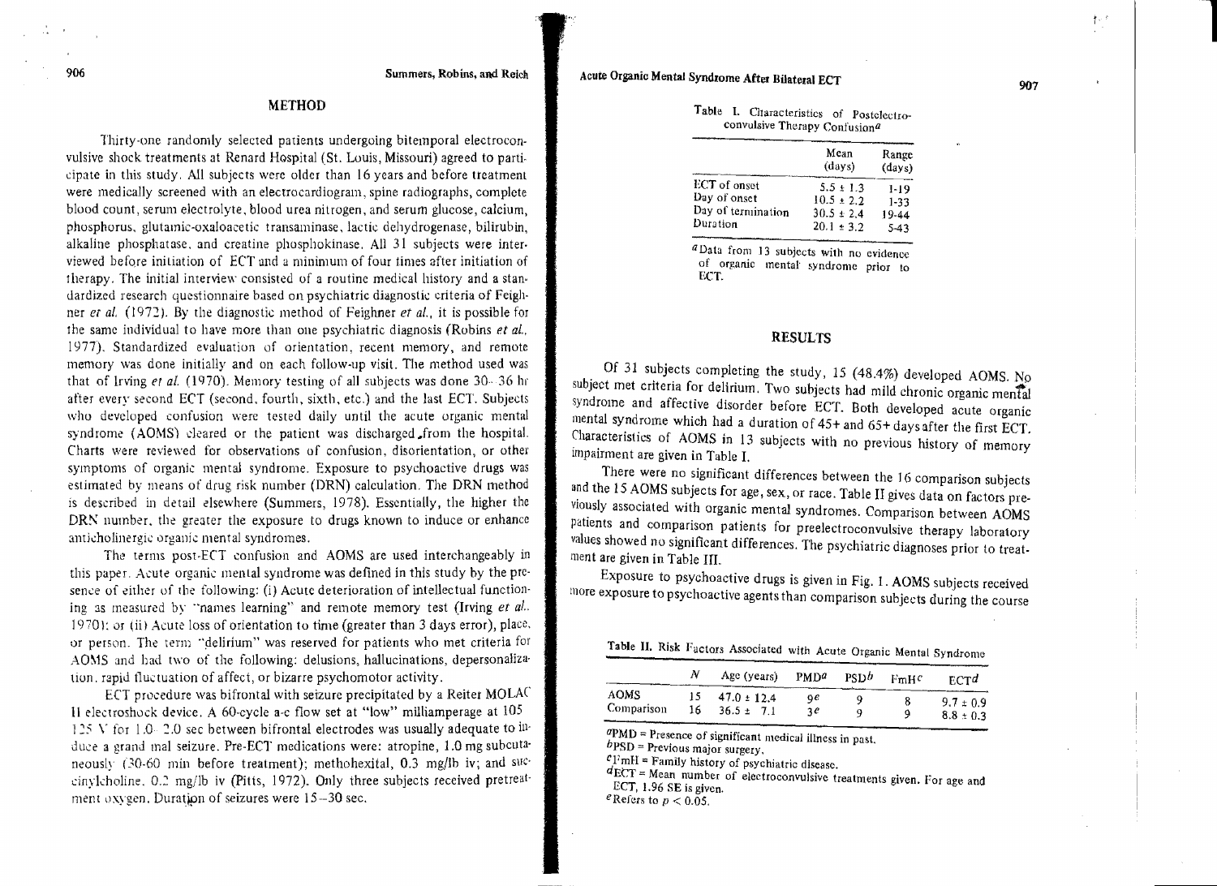## METHOD

Thirty-one randomly selected patients undergoing bitemporal electroconvulsive shock treatments at Renard Hospital (St. Louis, Missouri) agreed to participate in this study. All subjects were older than 16 years and before treatment were medically screened with an electrocardiogram, spine radiographs, complete blood count, serum electrolyte, blood urea nitrogen, and serum glucose, calcium, phosphorus, glutamic-oxaloacetic transaminase, lactic dehydrogenase, bilirubin, alkaline phosphatase, and creatine phosphokinase. All 31 subjects were interviewed before initiation of ECT and a minimum of four times after initiation of therapy. The initial interview consisted of a routine medical history and a standardized research questionnaire based on psychiatric diagnostic criteria of Feighner *et al.* (1972). By the diagnostic method of Feighner *et al.*, it is possible for the same individual to have more than one psychiatric diagnosis (Robins *et al.*, 1977). Standardized evaluation of orientation, recent memory, and remote memory was done initially and on each follow-up visit. The method used was that of Irving *et al.* (1970). Memory testing of all subjects was done 30–36 hr after every second ECT (second, fourth, sixth, etc.) and the last ECT. Subjects who developed confusion were tested daily until the acute organic mental syndrome (AOMS) cleared or the patient was discharged from the hospital. Charts were reviewed for observations of confusion, disorientation, or other symptoms of organic mental syndrome. Exposure to psychoactive drugs was estimated by means of drug risk number (DRN) calculation. The DRN method is described in detail elsewhere (Summers, 1978). Essentially, the higher the DRN number, the greater the exposure to drugs known to induce or enhance anticholinergic organic mental syndromes.

The terms post-ECT confusion and AOMS are used interchangeably in this paper. Acute organic mental syndrome was defined in this study by the presence of either of the following: (i) Acute deterioration of intellectual functioning as measured by "names learning" and remote memory test (Irving *et al.*, 1970); or (ii) Acute loss of orientation to time (greater than 3 days error), place, or person. The term "delirium" was reserved for patients who met criteria for AOMS and had two of the following: delusions, hallucinations, depersonalization, rapid fluctuation of affect, or bizarre psychomotor activity.

ECT procedure was bifrontal with seizure precipitated by a Reiter MOLAC II electroshock device. A 60-cycle a-c flow set at "low" milliamperage at 105–125 V for 1.0–2.0 sec between bifrontal electrodes was usually adequate to induce a grand mal seizure. Pre-ECT medications were: atropine, 1.0 mg subcutaneously (30-60 min before treatment); methohexital, 0.3 mg/lb iv; and succinylcholine, 0.2 mg/lb iv (Pitts, 1972). Only three subjects received pretreatment oxygen. Duration of seizures were 15–30 sec.

**Table I.** Characteristics of Postelectroconvulsive Therapy Confusion[a]

| | Mean (days) | Range (days) |
|---|---|---|
| ECT of onset | $5.5 \pm 1.3$ | 1-19 |
| Day of onset | $10.5 \pm 2.2$ | 1-33 |
| Day of termination | $30.5 \pm 2.4$ | 19-44 |
| Duration | $20.1 \pm 3.2$ | 5-43 |

[a]Data from 13 subjects with no evidence of organic mental syndrome prior to ECT.

## RESULTS

Of 31 subjects completing the study, 15 (48.4%) developed AOMS. No subject met criteria for delirium. Two subjects had mild chronic organic mental syndrome and affective disorder before ECT. Both developed acute organic mental syndrome which had a duration of 45+ and 65+ days after the first ECT. Characteristics of AOMS in 13 subjects with no previous history of memory impairment are given in Table I.

There were no significant differences between the 16 comparison subjects and the 15 AOMS subjects for age, sex, or race. Table II gives data on factors previously associated with organic mental syndromes. Comparison between AOMS patients and comparison patients for preelectroconvulsive therapy laboratory values showed no significant differences. The psychiatric diagnoses prior to treatment are given in Table III.

Exposure to psychoactive drugs is given in Fig. 1. AOMS subjects received more exposure to psychoactive agents than comparison subjects during the course

**Table II.** Risk Factors Associated with Acute Organic Mental Syndrome

| | $N$ | Age (years) | PMD[a] | PSD[b] | FmH[c] | ECT[d] |
|---|---|---|---|---|---|---|
| AOMS | 15 | $47.0 \pm 12.4$ | 9[e] | 9 | 8 | $9.7 \pm 0.9$ |
| Comparison | 16 | $36.5 \pm 7.1$ | 3[e] | 9 | 9 | $8.8 \pm 0.3$ |

[a]PMD = Presence of significant medical illness in past.
[b]PSD = Previous major surgery.
[c]FmH = Family history of psychiatric disease.
[d]ECT = Mean number of electroconvulsive treatments given. For age and ECT, 1.96 SE is given.
[e]Refers to $p < 0.05$.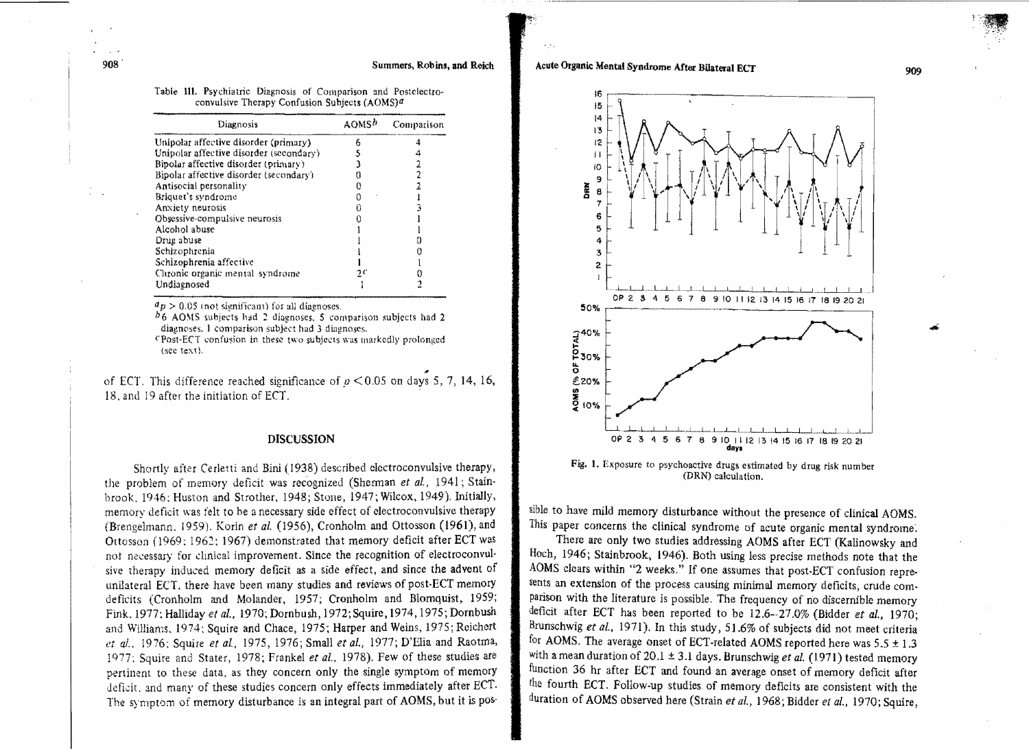Table III. Psychiatric Diagnosis of Comparison and Postelectroconvulsive Therapy Confusion Subjects (AOMS)[a]

| Diagnosis | AOMS[b] | Comparison |
|---|---|---|
| Unipolar affective disorder (primary) | 6 | 4 |
| Unipolar affective disorder (secondary) | 5 | 4 |
| Bipolar affective disorder (primary) | 3 | 2 |
| Bipolar affective disorder (secondary) | 0 | 2 |
| Antisocial personality | 0 | 2 |
| Briquet's syndrome | 0 | 1 |
| Anxiety neurosis | 0 | 3 |
| Obsessive-compulsive neurosis | 0 | 1 |
| Alcohol abuse | 1 | 1 |
| Drug abuse | 1 | 0 |
| Schizophrenia | 1 | 0 |
| Schizophrenia affective | 1 | 1 |
| Chronic organic mental syndrome | 2[c] | 0 |
| Undiagnosed | 1 | 2 |

[a] $p > 0.05$ (not significant) for all diagnoses.
[b] 6 AOMS subjects had 2 diagnoses, 5 comparison subjects had 2 diagnoses, 1 comparison subject had 3 diagnoses.
[c] Post-ECT confusion in these two subjects was markedly prolonged (see text).

of ECT. This difference reached significance of $p < 0.05$ on days 5, 7, 14, 16, 18, and 19 after the initiation of ECT.

## DISCUSSION

Shortly after Cerletti and Bini (1938) described electroconvulsive therapy, the problem of memory deficit was recognized (Sherman *et al.*, 1941; Stainbrook, 1946; Huston and Strother, 1948; Stone, 1947; Wilcox, 1949). Initially, memory deficit was felt to be a necessary side effect of electroconvulsive therapy (Brengelmann, 1959). Korin *et al.* (1956), Cronholm and Ottosson (1961), and Ottosson (1969; 1962; 1967) demonstrated that memory deficit after ECT was not necessary for clinical improvement. Since the recognition of electroconvulsive therapy induced memory deficit as a side effect, and since the advent of unilateral ECT, there have been many studies and reviews of post-ECT memory deficits (Cronholm and Molander, 1957; Cronholm and Blomquist, 1959; Fink, 1977; Halliday *et al.*, 1970; Dornbush, 1972; Squire, 1974, 1975; Dornbush and Williams, 1974; Squire and Chace, 1975; Harper and Weins, 1975; Reichert *et al.*, 1976; Squire *et al.*, 1975, 1976; Small *et al.*, 1977; D'Elia and Raotma, 1977; Squire and Stater, 1978; Frankel *et al.*, 1978). Few of these studies are pertinent to these data, as they concern only the single symptom of memory deficit, and many of these studies concern only effects immediately after ECT. The symptom of memory disturbance is an integral part of AOMS, but it is possible to have mild memory disturbance without the presence of clinical AOMS. This paper concerns the clinical syndrome of acute organic mental syndrome.

Fig. 1. Exposure to psychoactive drugs estimated by drug risk number (DRN) calculation.

There are only two studies addressing AOMS after ECT (Kalinowsky and Hoch, 1946; Stainbrook, 1946). Both using less precise methods note that the AOMS clears within "2 weeks." If one assumes that post-ECT confusion represents an extension of the process causing minimal memory deficits, crude comparison with the literature is possible. The frequency of no discernible memory deficit after ECT has been reported to be 12.6–27.0% (Bidder *et al.*, 1970; Brunschwig *et al.*, 1971). In this study, 51.6% of subjects did not meet criteria for AOMS. The average onset of ECT-related AOMS reported here was 5.5 ± 1.3 with a mean duration of 20.1 ± 3.1 days. Brunschwig *et al.* (1971) tested memory function 36 hr after ECT and found an average onset of memory deficit after the fourth ECT. Follow-up studies of memory deficits are consistent with the duration of AOMS observed here (Strain *et al.*, 1968; Bidder *et al.*, 1970; Squire,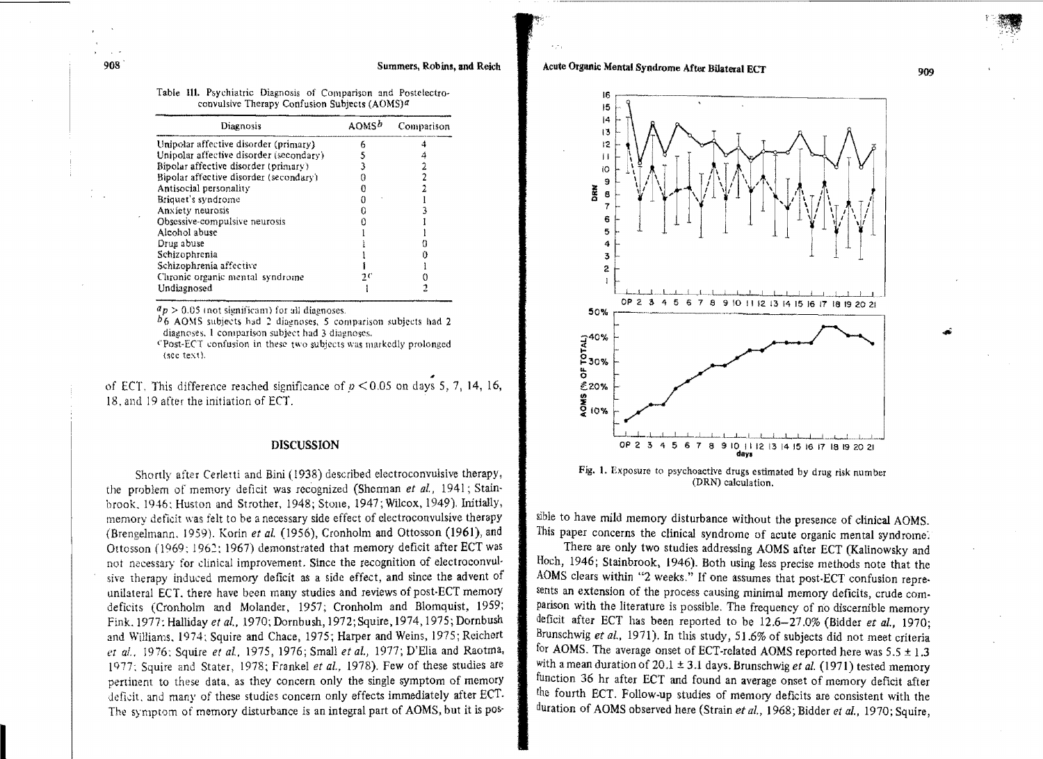Table III. Psychiatric Diagnosis of Comparison and Postelectroconvulsive Therapy Confusion Subjects (AOMS)[a]

| Diagnosis | AOMS[b] | Comparison |
|---|---|---|
| Unipolar affective disorder (primary) | 6 | 4 |
| Unipolar affective disorder (secondary) | 5 | 4 |
| Bipolar affective disorder (primary) | 3 | 2 |
| Bipolar affective disorder (secondary) | 0 | 2 |
| Antisocial personality | 0 | 2 |
| Briquet's syndrome | 0 | 1 |
| Anxiety neurosis | 0 | 3 |
| Obsessive-compulsive neurosis | 0 | 1 |
| Alcohol abuse | 1 | 1 |
| Drug abuse | 1 | 0 |
| Schizophrenia | 1 | 0 |
| Schizophrenia affective | 1 | 1 |
| Chronic organic mental syndrome | 2[c] | 0 |
| Undiagnosed | 1 | 2 |

[a] $p > 0.05$ (not significant) for all diagnoses.
[b] 6 AOMS subjects had 2 diagnoses, 5 comparison subjects had 2 diagnoses, 1 comparison subject had 3 diagnoses.
[c] Post-ECT confusion in these two subjects was markedly prolonged (see text).

of ECT. This difference reached significance of $p < 0.05$ on days 5, 7, 14, 16, 18, and 19 after the initiation of ECT.

## DISCUSSION

Shortly after Cerletti and Bini (1938) described electroconvulsive therapy, the problem of memory deficit was recognized (Sherman *et al.*, 1941; Stainbrook, 1946; Huston and Strother, 1948; Stone, 1947; Wilcox, 1949). Initially, memory deficit was felt to be a necessary side effect of electroconvulsive therapy (Brengelmann, 1959). Korin *et al.* (1956), Cronholm and Ottosson (1961), and Ottosson (1969; 1962; 1967) demonstrated that memory deficit after ECT was not necessary for clinical improvement. Since the recognition of electroconvulsive therapy induced memory deficit as a side effect, and since the advent of unilateral ECT, there have been many studies and reviews of post-ECT memory deficits (Cronholm and Molander, 1957; Cronholm and Blomquist, 1959; Fink, 1977; Halliday *et al.*, 1970; Dornbush, 1972; Squire, 1974, 1975; Dornbush and Williams, 1974; Squire and Chace, 1975; Harper and Weins, 1975; Reichert *et al.*, 1976; Squire *et al.*, 1975, 1976; Small *et al.*, 1977; D'Elia and Raotma, 1977; Squire and Stater, 1978; Frankel *et al.*, 1978). Few of these studies are pertinent to these data, as they concern only the single symptom of memory deficit, and many of these studies concern only effects immediately after ECT. The symptom of memory disturbance is an integral part of AOMS, but it is possible to have mild memory disturbance without the presence of clinical AOMS. This paper concerns the clinical syndrome of acute organic mental syndrome.

Fig. 1. Exposure to psychoactive drugs estimated by drug risk number (DRN) calculation.

There are only two studies addressing AOMS after ECT (Kalinowsky and Hoch, 1946; Stainbrook, 1946). Both using less precise methods note that the AOMS clears within "2 weeks." If one assumes that post-ECT confusion represents an extension of the process causing minimal memory deficits, crude comparison with the literature is possible. The frequency of no discernible memory deficit after ECT has been reported to be 12.6–27.0% (Bidder *et al.*, 1970; Brunschwig *et al.*, 1971). In this study, 51.6% of subjects did not meet criteria for AOMS. The average onset of ECT-related AOMS reported here was $5.5 \pm 1.3$ with a mean duration of $20.1 \pm 3.1$ days. Brunschwig *et al.* (1971) tested memory function 36 hr after ECT and found an average onset of memory deficit after the fourth ECT. Follow-up studies of memory deficits are consistent with the duration of AOMS observed here (Strain *et al.*, 1968; Bidder *et al.*, 1970; Squire,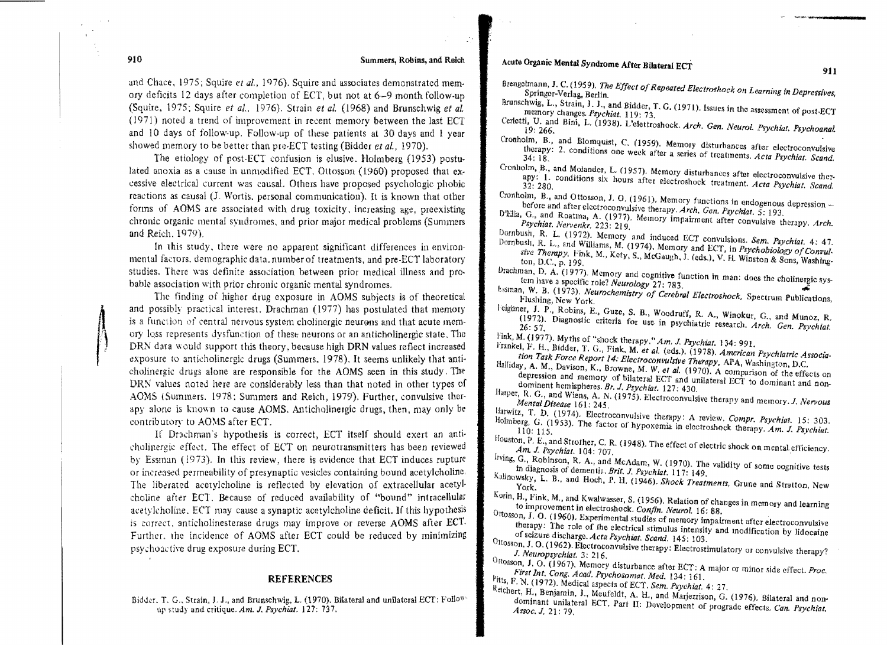and Chace, 1975; Squire *et al.*, 1976). Squire and associates demonstrated memory deficits 12 days after completion of ECT, but not at 6–9 month follow-up (Squire, 1975; Squire *et al.*, 1976). Strain *et al.* (1968) and Brunschwig *et al.* (1971) noted a trend of improvement in recent memory between the last ECT and 10 days of follow-up. Follow-up of these patients at 30 days and 1 year showed memory to be better than pre-ECT testing (Bidder *et al.*, 1970).

The etiology of post-ECT confusion is elusive. Holmberg (1953) postulated anoxia as a cause in unmodified ECT. Ottosson (1960) proposed that excessive electrical current was causal. Others have proposed psychologic phobic reactions as causal (J. Wortis, personal communication). It is known that other forms of AOMS are associated with drug toxicity, increasing age, preexisting chronic organic mental syndromes, and prior major medical problems (Summers and Reich, 1979).

In this study, there were no apparent significant differences in environmental factors, demographic data, number of treatments, and pre-ECT laboratory studies. There was definite association between prior medical illness and probable association with prior chronic organic mental syndromes.

The finding of higher drug exposure in AOMS subjects is of theoretical and possibly practical interest. Drachman (1977) has postulated that memory is a function of central nervous system cholinergic neurons and that acute memory loss represents dysfunction of these neurons or an anticholinergic state. The DRN data would support this theory, because high DRN values reflect increased exposure to anticholinergic drugs (Summers, 1978). It seems unlikely that anticholinergic drugs alone are responsible for the AOMS seen in this study. The DRN values noted here are considerably less than that noted in other types of AOMS (Summers, 1978; Summers and Reich, 1979). Further, convulsive therapy alone is known to cause AOMS. Anticholinergic drugs, then, may only be contributory to AOMS after ECT.

If Drachman's hypothesis is correct, ECT itself should exert an anticholinergic effect. The effect of ECT on neurotransmitters has been reviewed by Essman (1973). In this review, there is evidence that ECT induces rupture or increased permeability of presynaptic vesicles containing bound acetylcholine. The liberated acetylcholine is reflected by elevation of extracellular acetylcholine after ECT. Because of reduced availability of "bound" intracellular acetylcholine, ECT may cause a synaptic acetylcholine deficit. If this hypothesis is correct, anticholinesterase drugs may improve or reverse AOMS after ECT. Further, the incidence of AOMS after ECT could be reduced by minimizing psychoactive drug exposure during ECT.

## REFERENCES

Bidder, T. G., Strain, J. J., and Brunschwig, L. (1970). Bilateral and unilateral ECT: Follow-up study and critique. *Am. J. Psychiat.* 127: 737.

Brengelmann, J. C. (1959). *The Effect of Repeated Electroshock on Learning in Depressives*, Springer-Verlag, Berlin.

Brunschwig, L., Strain, J. J., and Bidder, T. G. (1971). Issues in the assessment of post-ECT memory changes. *Psychiat.* 119: 73.

Cerletti, U. and Bini, L. (1938). L'elettroshock. *Arch. Gen. Neurol. Psychiat. Psychoanal.* 19: 266.

Cronholm, B., and Blomquist, C. (1959). Memory disturbances after electroconvulsive therapy: 2. conditions one week after a series of treatments. *Acta Psychiat. Scand.* 34: 18.

Cronholm, B., and Molander, L. (1957). Memory disturbances after electroconvulsive therapy: 1. conditions six hours after electroshock treatment. *Acta Psychiat. Scand.* 32: 280.

Cronholm, B., and Ottosson, J. O. (1961). Memory functions in endogenous depression – before and after electroconvulsive therapy. *Arch. Gen. Psychiat.* 5: 193.

D'Elia, G., and Roatma, A. (1977). Memory impairment after convulsive therapy. *Arch. Psychiat. Nervenkr.* 223: 219.

Dornbush, R. L. (1972). Memory and induced ECT convulsions. *Sem. Psychiat.* 4: 47.

Dornbush, R. L., and Williams, M. (1974). Memory and ECT, in *Psychobiology of Convulsive Therapy*, Fink, M., Kety, S., McGaugh, J. (eds.), V. H. Winston & Sons, Washington, D.C., p. 199.

Drachman, D. A. (1977). Memory and cognitive function in man: does the cholinergic system have a specific role? *Neurology* 27: 783.

Essman, W. B. (1973). *Neurochemistry of Cerebral Electroshock*, Spectrum Publications, Flushing, New York.

Feighner, J. P., Robins, E., Guze, S. B., Woodruff, R. A., Winokur, G., and Munoz, R. (1972). Diagnostic criteria for use in psychiatric research. *Arch. Gen. Psychiat.* 26: 57.

Fink, M. (1977). Myths of "shock therapy." *Am. J. Psychiat.* 134: 991.

Frankel, F. H., Bidder, T. G., Fink, M. *et al.* (eds.). (1978). *American Psychiatric Association Task Force Report 14: Electroconvulsive Therapy*, APA, Washington, D.C.

Halliday, A. M., Davison, K., Browne, M. W. *et al.* (1970). A comparison of the effects on depression and memory of bilateral ECT and unilateral ECT to dominant and nondominant hemispheres. *Br. J. Psychiat.* 127: 430.

Harper, R. G., and Wiens, A. N. (1975). Electroconvulsive therapy and memory. *J. Nervous Mental Disease* 161: 245.

Harwitz, T. D. (1974). Electroconvulsive therapy: A review. *Compr. Psychiat.* 15: 303.

Holmberg, G. (1953). The factor of hypoxemia in electroshock therapy. *Am. J. Psychiat.* 110: 115.

Houston, P. E., and Strother, C. R. (1948). The effect of electric shock on mental efficiency. *Am. J. Psychiat.* 104: 707.

Irving, G., Robinson, R. A., and McAdam, W. (1970). The validity of some cognitive tests in diagnosis of dementia. *Brit. J. Psychiat.* 117: 149.

Kalinowsky, L. B., and Hoch, P. H. (1946). *Shock Treatments*, Grune and Stratton, New York.

Korin, H., Fink, M., and Kwalwasser, S. (1956). Relation of changes in memory and learning to improvement in electroshock. *Confin. Neurol.* 16: 88.

Ottosson, J. O. (1960). Experimental studies of memory impairment after electroconvulsive therapy: The role of the electrical stimulus intensity and modification by lidocaine of seizure discharge. *Acta Psychiat. Scand.* 145: 103.

Ottosson, J. O. (1962). Electroconvulsive therapy: Electrostimulatory or convulsive therapy? *J. Neuropsychiat.* 3: 216.

Ottosson, J. O. (1967). Memory disturbance after ECT: A major or minor side effect. *Proc. First Int. Cong. Acad. Psychosomat. Med.* 134: 161.

Pitts, F. N. (1972). Medical aspects of ECT. *Sem. Psychiat.* 4: 27.

Reichert, H., Benjamin, J., Meufeldt, A. H., and Marjerrison, G. (1976). Bilateral and non-dominant unilateral ECT. Part II: Development of prograde effects. *Can. Psychiat. Assoc. J.* 21: 79.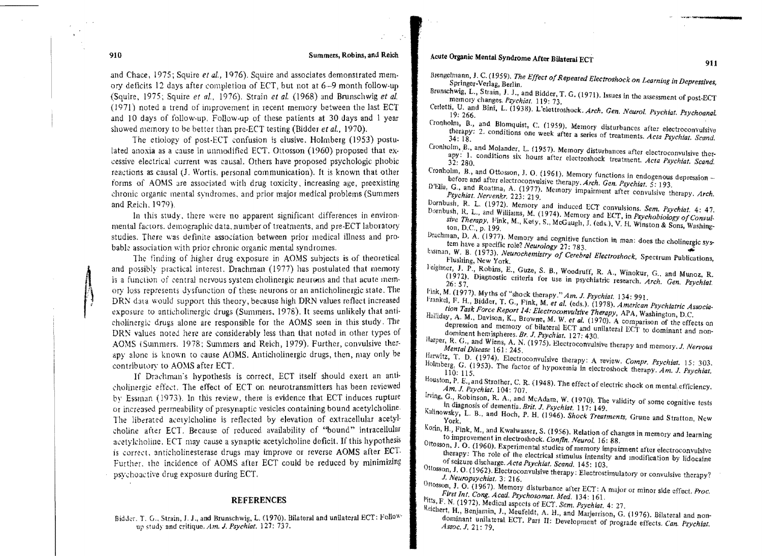and Chace, 1975; Squire *et al.*, 1976). Squire and associates demonstrated memory deficits 12 days after completion of ECT, but not at 6–9 month follow-up (Squire, 1975; Squire *et al.*, 1976). Strain *et al.* (1968) and Brunschwig *et al.* (1971) noted a trend of improvement in recent memory between the last ECT and 10 days of follow-up. Follow-up of these patients at 30 days and 1 year showed memory to be better than pre-ECT testing (Bidder *et al.*, 1970).

The etiology of post-ECT confusion is elusive. Holmberg (1953) postulated anoxia as a cause in unmodified ECT. Ottosson (1960) proposed that excessive electrical current was causal. Others have proposed psychologic phobic reactions as causal (J. Wortis, personal communication). It is known that other forms of AOMS are associated with drug toxicity, increasing age, preexisting chronic organic mental syndromes, and prior major medical problems (Summers and Reich, 1979).

In this study, there were no apparent significant differences in environmental factors, demographic data, number of treatments, and pre-ECT laboratory studies. There was definite association between prior medical illness and probable association with prior chronic organic mental syndromes.

The finding of higher drug exposure in AOMS subjects is of theoretical and possibly practical interest. Drachman (1977) has postulated that memory is a function of central nervous system cholinergic neurons and that acute memory loss represents dysfunction of these neurons or an anticholinergic state. The DRN data would support this theory, because high DRN values reflect increased exposure to anticholinergic drugs (Summers, 1978). It seems unlikely that anticholinergic drugs alone are responsible for the AOMS seen in this study. The DRN values noted here are considerably less than that noted in other types of AOMS (Summers, 1978; Summers and Reich, 1979). Further, convulsive therapy alone is known to cause AOMS. Anticholinergic drugs, then, may only be contributory to AOMS after ECT.

If Drachman's hypothesis is correct, ECT itself should exert an anticholinergic effect. The effect of ECT on neurotransmitters has been reviewed by Essman (1973). In this review, there is evidence that ECT induces rupture or increased permeability of presynaptic vesicles containing bound acetylcholine. The liberated acetylcholine is reflected by elevation of extracellular acetylcholine after ECT. Because of reduced availability of "bound" intracellular acetylcholine, ECT may cause a synaptic acetylcholine deficit. If this hypothesis is correct, anticholinesterase drugs may improve or reverse AOMS after ECT. Further, the incidence of AOMS after ECT could be reduced by minimizing psychoactive drug exposure during ECT.

## REFERENCES

Bidder, T. G., Strain, J. J., and Brunschwig, L. (1970). Bilateral and unilateral ECT: Follow-up study and critique. *Am. J. Psychiat.* 127: 737.

Brengelmann, J. C. (1959). *The Effect of Repeated Electroshock on Learning in Depressives*, Springer-Verlag, Berlin.

Brunschwig, L., Strain, J. J., and Bidder, T. G. (1971). Issues in the assessment of post-ECT memory changes. *Psychiat.* 119: 73.

Cerletti, U. and Bini, L. (1938). L'elettroshock. *Arch. Gen. Neurol. Psychiat. Psychoanal.* 19: 266.

Cronholm, B., and Blomquist, C. (1959). Memory disturbances after electroconvulsive therapy: 2. conditions one week after a series of treatments. *Acta Psychiat. Scand.* 34: 18.

Cronholm, B., and Molander, L. (1957). Memory disturbances after electroconvulsive therapy: 1. conditions six hours after electroshock treatment. *Acta Psychiat. Scand.* 32: 280.

Cronholm, B., and Ottosson, J. O. (1961). Memory functions in endogenous depression – before and after electroconvulsive therapy. *Arch. Gen. Psychiat.* 5: 193.

D'Elia, G., and Roatma, A. (1977). Memory impairment after convulsive therapy. *Arch. Psychiat. Nervenkr.* 223: 219.

Dornbush, R. L. (1972). Memory and induced ECT convulsions. *Sem. Psychiat.* 4: 47.

Dornbush, R. L., and Williams, M. (1974). Memory and ECT, in *Psychobiology of Convulsive Therapy*, Fink, M., Kety, S., McGaugh, J. (eds.), V. H. Winston & Sons, Washington, D.C., p. 199.

Drachman, D. A. (1977). Memory and cognitive function in man: does the cholinergic system have a specific role? *Neurology* 27: 783.

Essman, W. B. (1973). *Neurochemistry of Cerebral Electroshock*, Spectrum Publications, Flushing, New York.

Feighner, J. P., Robins, E., Guze, S. B., Woodruff, R. A., Winokur, G., and Munoz, R. (1972). Diagnostic criteria for use in psychiatric research. *Arch. Gen. Psychiat.* 26: 57.

Fink, M. (1977). Myths of "shock therapy." *Am. J. Psychiat.* 134: 991.

Frankel, F. H., Bidder, T. G., Fink, M. *et al.* (eds.). (1978). *American Psychiatric Association Task Force Report 14: Electroconvulsive Therapy*, APA, Washington, D.C.

Halliday, A. M., Davison, K., Browne, M. W. *et al.* (1970). A comparison of the effects on depression and memory of bilateral ECT and unilateral ECT to dominant and nondominant hemispheres. *Br. J. Psychiat.* 127: 430.

Harper, R. G., and Wiens, A. N. (1975). Electroconvulsive therapy and memory. *J. Nervous Mental Disease* 161: 245.

Harwitz, T. D. (1974). Electroconvulsive therapy: A review. *Compr. Psychiat.* 15: 303.

Holmberg, G. (1953). The factor of hypoxemia in electroshock therapy. *Am. J. Psychiat.* 110: 115.

Houston, P. E., and Strother, C. R. (1948). The effect of electric shock on mental efficiency. *Am. J. Psychiat.* 104: 707.

Irving, G., Robinson, R. A., and McAdam, W. (1970). The validity of some cognitive tests in diagnosis of dementia. *Brit. J. Psychiat.* 117: 149.

Kalinowsky, L. B., and Hoch, P. H. (1946). *Shock Treatments*, Grune and Stratton, New York.

Korin, H., Fink, M., and Kwalwasser, S. (1956). Relation of changes in memory and learning to improvement in electroshock. *Confin. Neurol.* 16: 88.

Ottosson, J. O. (1960). Experimental studies of memory impairment after electroconvulsive therapy: The role of the electrical stimulus intensity and modification by lidocaine of seizure discharge. *Acta Psychiat. Scand.* 145: 103.

Ottosson, J. O. (1962). Electroconvulsive therapy: Electrostimulatory or convulsive therapy? *J. Neuropsychiat.* 3: 216.

Ottosson, J. O. (1967). Memory disturbance after ECT: A major or minor side effect. *Proc. First Int. Cong. Acad. Psychosomat. Med.* 134: 161.

Pitts, F. N. (1972). Medical aspects of ECT. *Sem. Psychiat.* 4: 27.

Reichert, H., Benjamin, J., Meufeldt, A. H., and Marjerrison, G. (1976). Bilateral and nondominant unilateral ECT. Part II: Development of prograde effects. *Can. Psychiat. Assoc. J.* 21: 79.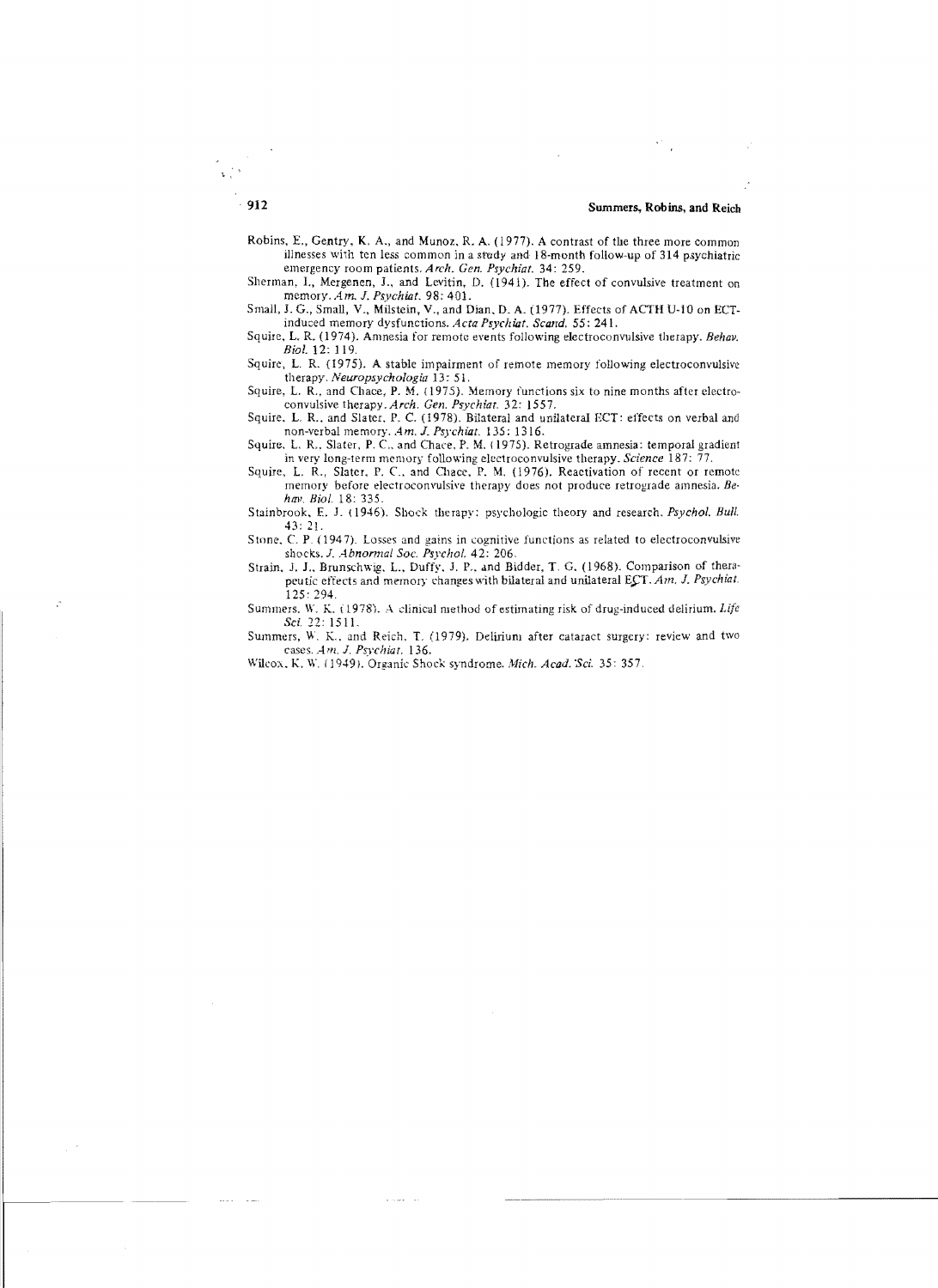Robins, E., Gentry, K. A., and Munoz, R. A. (1977). A contrast of the three more common illnesses with ten less common in a study and 18-month follow-up of 314 psychiatric emergency room patients. *Arch. Gen. Psychiat.* 34: 259.

Sherman, I., Mergenen, J., and Levitin, D. (1941). The effect of convulsive treatment on memory. *Am. J. Psychiat.* 98: 401.

Small, J. G., Small, V., Milstein, V., and Dian, D. A. (1977). Effects of ACTH U-10 on ECT-induced memory dysfunctions. *Acta Psychiat. Scand.* 55: 241.

Squire, L. R. (1974). Amnesia for remote events following electroconvulsive therapy. *Behav. Biol.* 12: 119.

Squire, L. R. (1975). A stable impairment of remote memory following electroconvulsive therapy. *Neuropsychologia* 13: 51.

Squire, L. R., and Chace, P. M. (1975). Memory functions six to nine months after electroconvulsive therapy. *Arch. Gen. Psychiat.* 32: 1557.

Squire, L. R., and Slater, P. C. (1978). Bilateral and unilateral ECT: effects on verbal and non-verbal memory. *Am. J. Psychiat.* 135: 1316.

Squire, L. R., Slater, P. C., and Chace, P. M. (1975). Retrograde amnesia: temporal gradient in very long-term memory following electroconvulsive therapy. *Science* 187: 77.

Squire, L. R., Slater, P. C., and Chace, P. M. (1976). Reactivation of recent or remote memory before electroconvulsive therapy does not produce retrograde amnesia. *Behav. Biol.* 18: 335.

Stainbrook, E. J. (1946). Shock therapy: psychologic theory and research. *Psychol. Bull.* 43: 21.

Stone, C. P. (1947). Losses and gains in cognitive functions as related to electroconvulsive shocks. *J. Abnormal Soc. Psychol.* 42: 206.

Strain, J. J., Brunschwig, L., Duffy, J. P., and Bidder, T. G. (1968). Comparison of therapeutic effects and memory changes with bilateral and unilateral ECT. *Am. J. Psychiat.* 125: 294.

Summers, W. K. (1978). A clinical method of estimating risk of drug-induced delirium. *Life Sci.* 22: 1511.

Summers, W. K., and Reich, T. (1979). Delirium after cataract surgery: review and two cases. *Am. J. Psychiat.* 136.

Wilcox, K. W. (1949). Organic Shock syndrome. *Mich. Acad. Sci.* 35: 357.